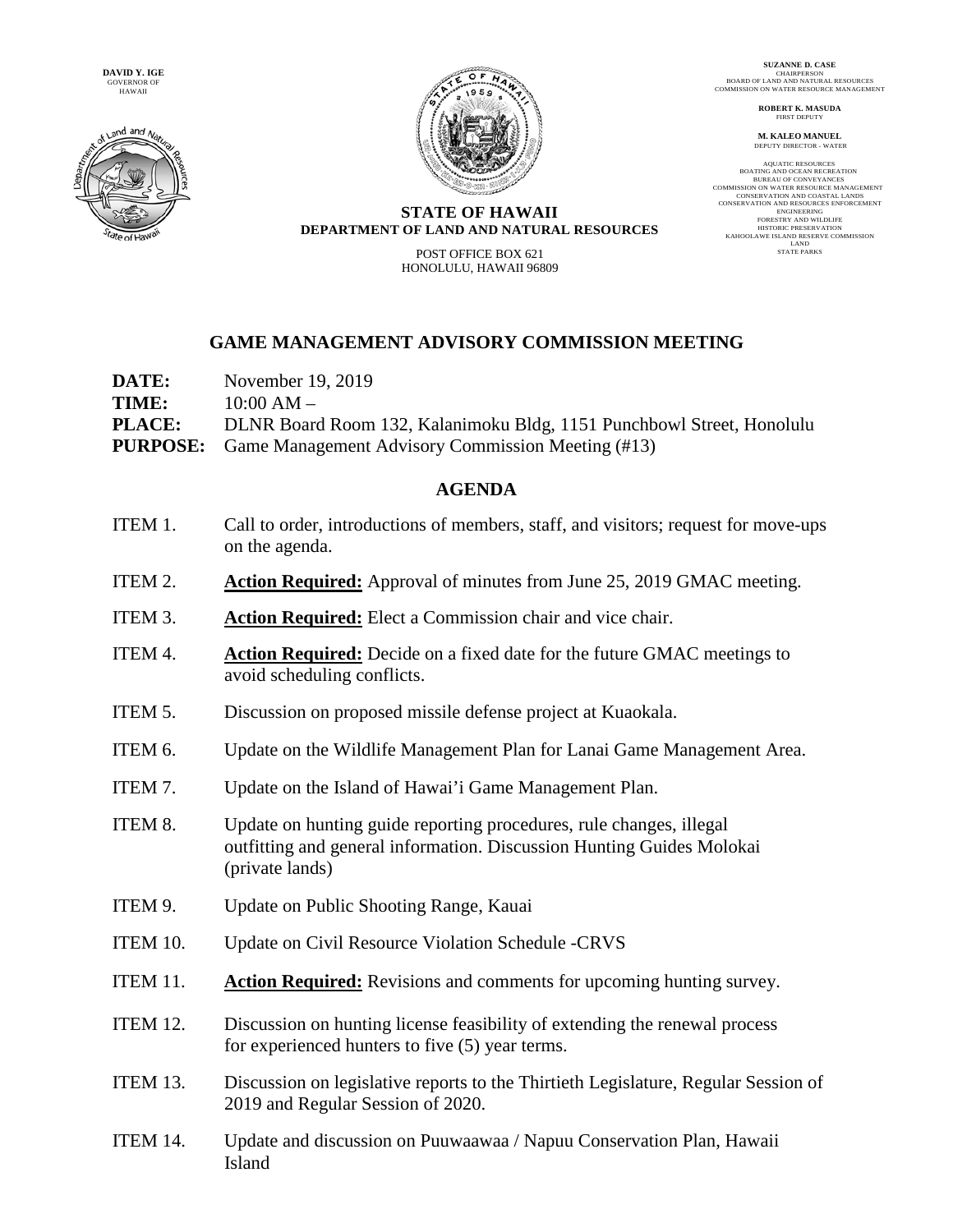DAVID Y. IGE
GOVERNOR OF HAWAII

SUZANNE D. CASE
CHAIRPERSON
BOARD OF LAND AND NATURAL RESOURCES
COMMISSION ON WATER RESOURCE MANAGEMENT

ROBERT K. MASUDA
FIRST DEPUTY

M. KALEO MANUEL
DEPUTY DIRECTOR - WATER

AQUATIC RESOURCES
BOATING AND OCEAN RECREATION
BUREAU OF CONVEYANCES
COMMISSION ON WATER RESOURCE MANAGEMENT
CONSERVATION AND COASTAL LANDS
CONSERVATION AND RESOURCES ENFORCEMENT
ENGINEERING
FORESTRY AND WILDLIFE
HISTORIC PRESERVATION
KAHOOLAWE ISLAND RESERVE COMMISSION
LAND
STATE PARKS

**STATE OF HAWAII**
**DEPARTMENT OF LAND AND NATURAL RESOURCES**

POST OFFICE BOX 621
HONOLULU, HAWAII 96809

## GAME MANAGEMENT ADVISORY COMMISSION MEETING

**DATE:** November 19, 2019
**TIME:** 10:00 AM –
**PLACE:** DLNR Board Room 132, Kalanimoku Bldg, 1151 Punchbowl Street, Honolulu
**PURPOSE:** Game Management Advisory Commission Meeting (#13)

## AGENDA

ITEM 1. Call to order, introductions of members, staff, and visitors; request for move-ups on the agenda.

ITEM 2. **Action Required:** Approval of minutes from June 25, 2019 GMAC meeting.

ITEM 3. **Action Required:** Elect a Commission chair and vice chair.

ITEM 4. **Action Required:** Decide on a fixed date for the future GMAC meetings to avoid scheduling conflicts.

ITEM 5. Discussion on proposed missile defense project at Kuaokala.

ITEM 6. Update on the Wildlife Management Plan for Lanai Game Management Area.

ITEM 7. Update on the Island of Hawai'i Game Management Plan.

ITEM 8. Update on hunting guide reporting procedures, rule changes, illegal outfitting and general information. Discussion Hunting Guides Molokai (private lands)

ITEM 9. Update on Public Shooting Range, Kauai

ITEM 10. Update on Civil Resource Violation Schedule -CRVS

ITEM 11. **Action Required:** Revisions and comments for upcoming hunting survey.

ITEM 12. Discussion on hunting license feasibility of extending the renewal process for experienced hunters to five (5) year terms.

ITEM 13. Discussion on legislative reports to the Thirtieth Legislature, Regular Session of 2019 and Regular Session of 2020.

ITEM 14. Update and discussion on Puuwaawaa / Napuu Conservation Plan, Hawaii Island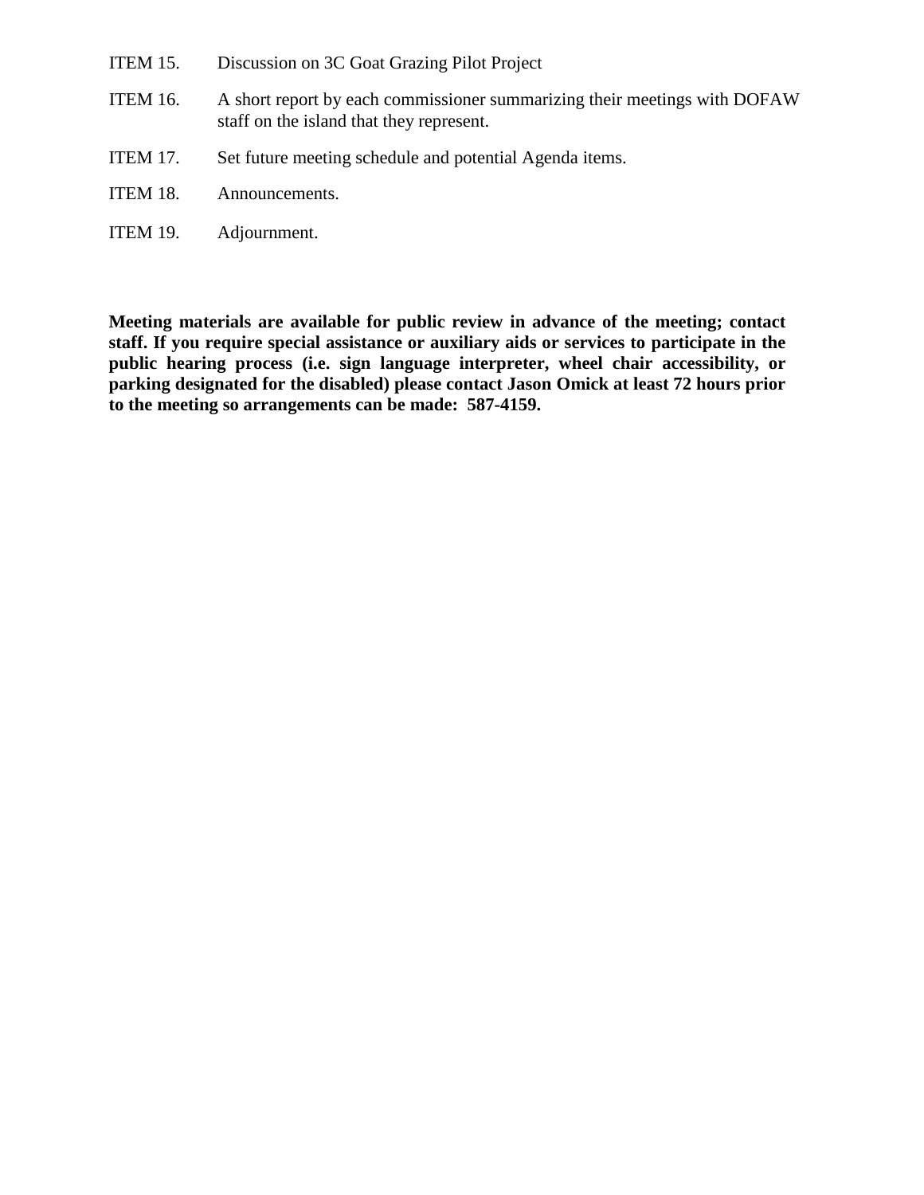ITEM 15. Discussion on 3C Goat Grazing Pilot Project

ITEM 16. A short report by each commissioner summarizing their meetings with DOFAW staff on the island that they represent.

ITEM 17. Set future meeting schedule and potential Agenda items.

ITEM 18. Announcements.

ITEM 19. Adjournment.

**Meeting materials are available for public review in advance of the meeting; contact staff. If you require special assistance or auxiliary aids or services to participate in the public hearing process (i.e. sign language interpreter, wheel chair accessibility, or parking designated for the disabled) please contact Jason Omick at least 72 hours prior to the meeting so arrangements can be made: 587-4159.**